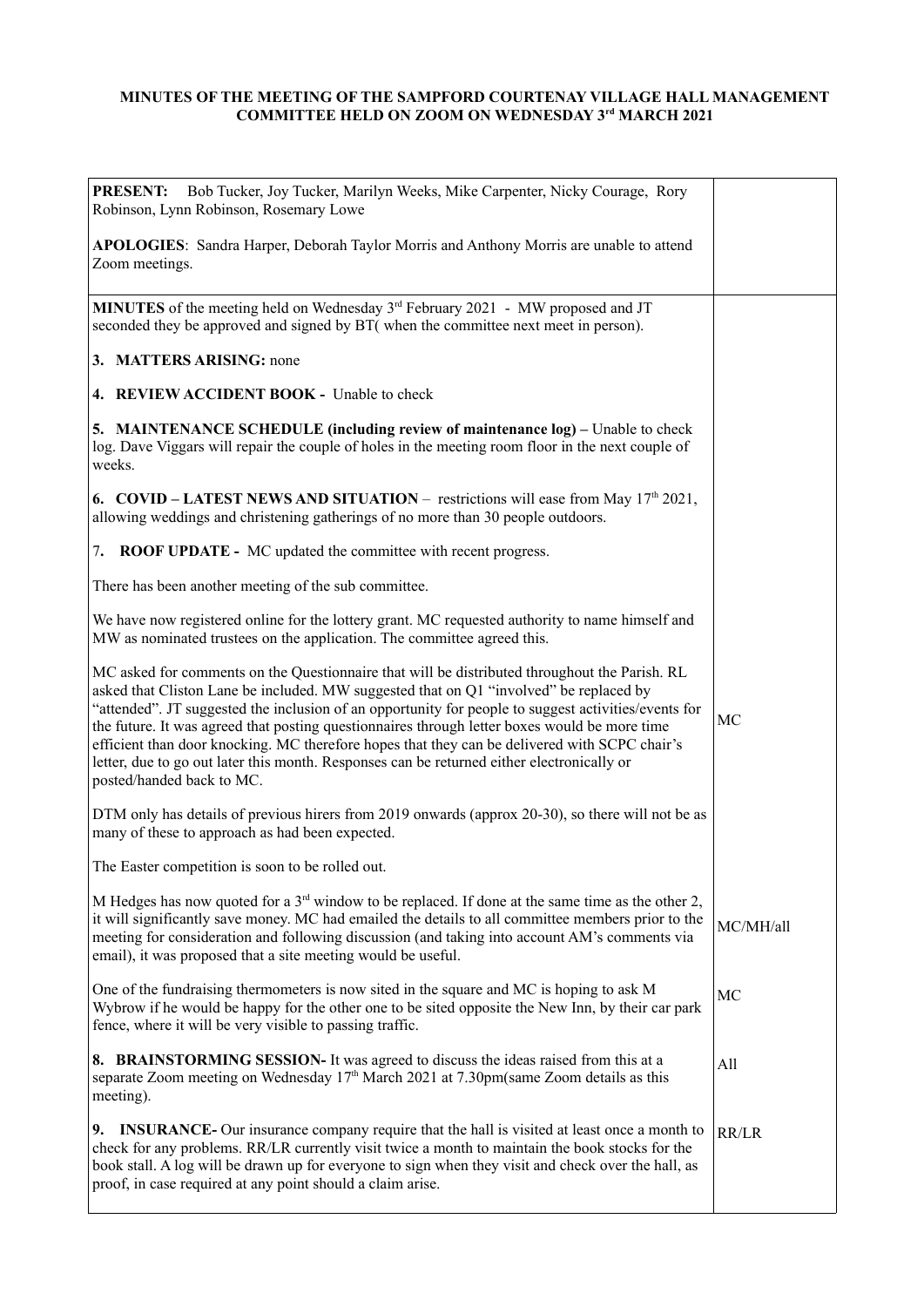**MINUTES OF THE MEETING OF THE SAMPFORD COURTENAY VILLAGE HALL MANAGEMENT COMMITTEE HELD ON ZOOM ON WEDNESDAY 3rd MARCH 2021**

| | |
|---|---|
| **PRESENT:** Bob Tucker, Joy Tucker, Marilyn Weeks, Mike Carpenter, Nicky Courage, Rory Robinson, Lynn Robinson, Rosemary Lowe<br><br>**APOLOGIES**: Sandra Harper, Deborah Taylor Morris and Anthony Morris are unable to attend Zoom meetings. | |
| **MINUTES** of the meeting held on Wednesday 3rd February 2021 - MW proposed and JT seconded they be approved and signed by BT( when the committee next meet in person).<br><br>**3. MATTERS ARISING:** none<br><br>**4. REVIEW ACCIDENT BOOK -** Unable to check<br><br>**5. MAINTENANCE SCHEDULE (including review of maintenance log) –** Unable to check log. Dave Viggars will repair the couple of holes in the meeting room floor in the next couple of weeks.<br><br>**6. COVID – LATEST NEWS AND SITUATION** – restrictions will ease from May 17th 2021, allowing weddings and christening gatherings of no more than 30 people outdoors.<br><br>7. **ROOF UPDATE -** MC updated the committee with recent progress.<br><br>There has been another meeting of the sub committee.<br><br>We have now registered online for the lottery grant. MC requested authority to name himself and MW as nominated trustees on the application. The committee agreed this.<br><br>MC asked for comments on the Questionnaire that will be distributed throughout the Parish. RL asked that Cliston Lane be included. MW suggested that on Q1 "involved" be replaced by "attended". JT suggested the inclusion of an opportunity for people to suggest activities/events for the future. It was agreed that posting questionnaires through letter boxes would be more time efficient than door knocking. MC therefore hopes that they can be delivered with SCPC chair's letter, due to go out later this month. Responses can be returned either electronically or posted/handed back to MC. | MC |
| DTM only has details of previous hirers from 2019 onwards (approx 20-30), so there will not be as many of these to approach as had been expected.<br><br>The Easter competition is soon to be rolled out. | |
| M Hedges has now quoted for a 3rd window to be replaced. If done at the same time as the other 2, it will significantly save money. MC had emailed the details to all committee members prior to the meeting for consideration and following discussion (and taking into account AM's comments via email), it was proposed that a site meeting would be useful. | MC/MH/all |
| One of the fundraising thermometers is now sited in the square and MC is hoping to ask M Wybrow if he would be happy for the other one to be sited opposite the New Inn, by their car park fence, where it will be very visible to passing traffic. | MC |
| **8. BRAINSTORMING SESSION-** It was agreed to discuss the ideas raised from this at a separate Zoom meeting on Wednesday 17th March 2021 at 7.30pm(same Zoom details as this meeting). | All |
| **9. INSURANCE-** Our insurance company require that the hall is visited at least once a month to check for any problems. RR/LR currently visit twice a month to maintain the book stocks for the book stall. A log will be drawn up for everyone to sign when they visit and check over the hall, as proof, in case required at any point should a claim arise. | RR/LR |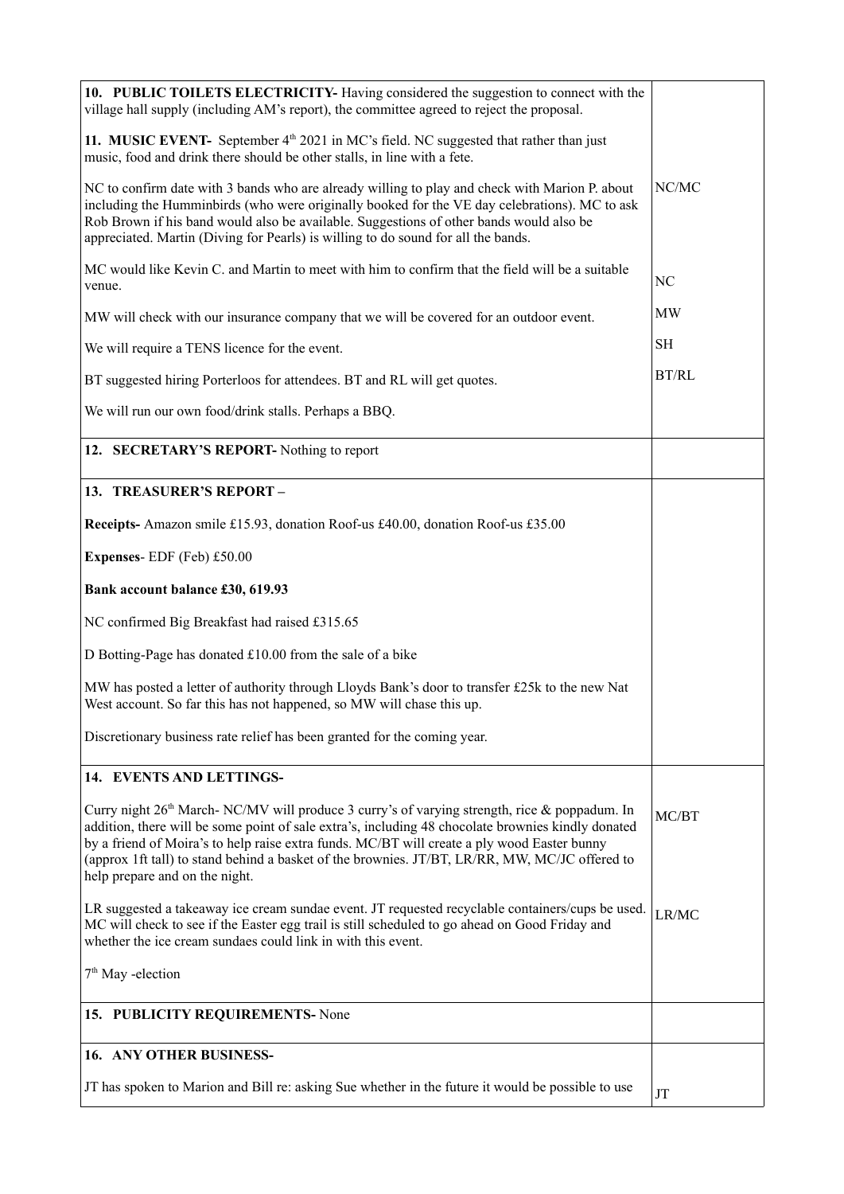| | |
|---|---|
| **10. PUBLIC TOILETS ELECTRICITY-** Having considered the suggestion to connect with the village hall supply (including AM's report), the committee agreed to reject the proposal. | |
| **11. MUSIC EVENT-** September 4th 2021 in MC's field. NC suggested that rather than just music, food and drink there should be other stalls, in line with a fete. | |
| NC to confirm date with 3 bands who are already willing to play and check with Marion P. about including the Humminbirds (who were originally booked for the VE day celebrations). MC to ask Rob Brown if his band would also be available. Suggestions of other bands would also be appreciated. Martin (Diving for Pearls) is willing to do sound for all the bands. | NC/MC |
| MC would like Kevin C. and Martin to meet with him to confirm that the field will be a suitable venue. | NC |
| MW will check with our insurance company that we will be covered for an outdoor event. | MW |
| We will require a TENS licence for the event. | SH |
| BT suggested hiring Porterloos for attendees. BT and RL will get quotes. | BT/RL |
| We will run our own food/drink stalls. Perhaps a BBQ. | |
| **12. SECRETARY'S REPORT-** Nothing to report | |
| **13. TREASURER'S REPORT –** | |
| **Receipts-** Amazon smile £15.93, donation Roof-us £40.00, donation Roof-us £35.00 | |
| **Expenses**- EDF (Feb) £50.00 | |
| **Bank account balance £30, 619.93** | |
| NC confirmed Big Breakfast had raised £315.65 | |
| D Botting-Page has donated £10.00 from the sale of a bike | |
| MW has posted a letter of authority through Lloyds Bank's door to transfer £25k to the new Nat West account. So far this has not happened, so MW will chase this up. | |
| Discretionary business rate relief has been granted for the coming year. | |
| **14. EVENTS AND LETTINGS-** | |
| Curry night 26th March- NC/MV will produce 3 curry's of varying strength, rice & poppadum. In addition, there will be some point of sale extra's, including 48 chocolate brownies kindly donated by a friend of Moira's to help raise extra funds. MC/BT will create a ply wood Easter bunny (approx 1ft tall) to stand behind a basket of the brownies. JT/BT, LR/RR, MW, MC/JC offered to help prepare and on the night. | MC/BT |
| LR suggested a takeaway ice cream sundae event. JT requested recyclable containers/cups be used. MC will check to see if the Easter egg trail is still scheduled to go ahead on Good Friday and whether the ice cream sundaes could link in with this event. | LR/MC |
| 7th May -election | |
| **15. PUBLICITY REQUIREMENTS-** None | |
| **16. ANY OTHER BUSINESS-** | |
| JT has spoken to Marion and Bill re: asking Sue whether in the future it would be possible to use | JT |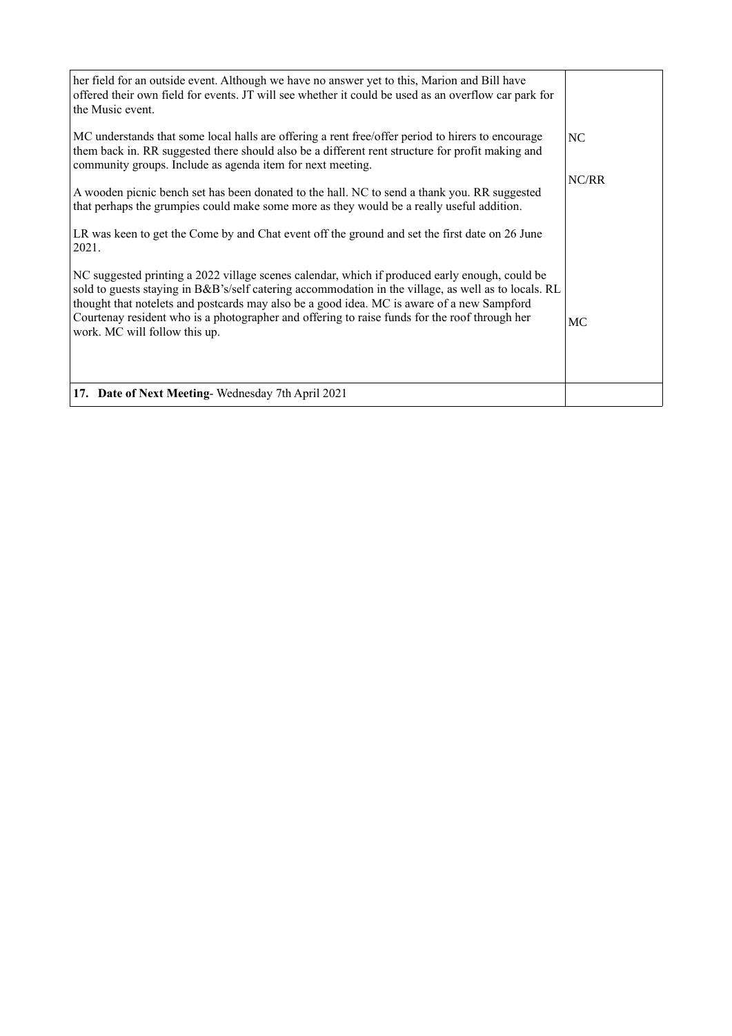| | |
|---|---|
| her field for an outside event. Although we have no answer yet to this, Marion and Bill have offered their own field for events. JT will see whether it could be used as an overflow car park for the Music event.<br><br>MC understands that some local halls are offering a rent free/offer period to hirers to encourage them back in. RR suggested there should also be a different rent structure for profit making and community groups. Include as agenda item for next meeting.<br><br>A wooden picnic bench set has been donated to the hall. NC to send a thank you. RR suggested that perhaps the grumpies could make some more as they would be a really useful addition.<br><br>LR was keen to get the Come by and Chat event off the ground and set the first date on 26 June 2021.<br><br>NC suggested printing a 2022 village scenes calendar, which if produced early enough, could be sold to guests staying in B&B's/self catering accommodation in the village, as well as to locals. RL thought that notelets and postcards may also be a good idea. MC is aware of a new Sampford Courtenay resident who is a photographer and offering to raise funds for the roof through her work. MC will follow this up. | <br><br><br><br>NC<br><br><br><br>NC/RR<br><br><br><br><br><br><br><br>MC |
| **17. Date of Next Meeting**- Wednesday 7th April 2021 | |